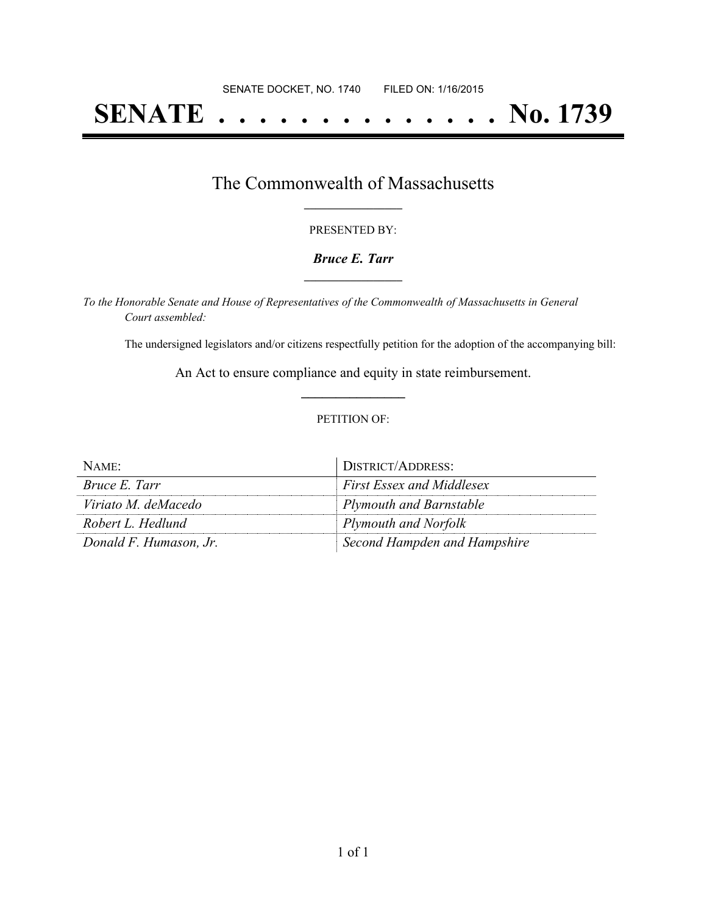SENATE DOCKET, NO. 1740        FILED ON: 1/16/2015

# SENATE . . . . . . . . . . . . . . . No. 1739

## The Commonwealth of Massachusetts

PRESENTED BY:

***Bruce E. Tarr***

*To the Honorable Senate and House of Representatives of the Commonwealth of Massachusetts in General Court assembled:*

The undersigned legislators and/or citizens respectfully petition for the adoption of the accompanying bill:

An Act to ensure compliance and equity in state reimbursement.

PETITION OF:

| NAME: | DISTRICT/ADDRESS: |
|---|---|
| *Bruce E. Tarr* | *First Essex and Middlesex* |
| *Viriato M. deMacedo* | *Plymouth and Barnstable* |
| *Robert L. Hedlund* | *Plymouth and Norfolk* |
| *Donald F. Humason, Jr.* | *Second Hampden and Hampshire* |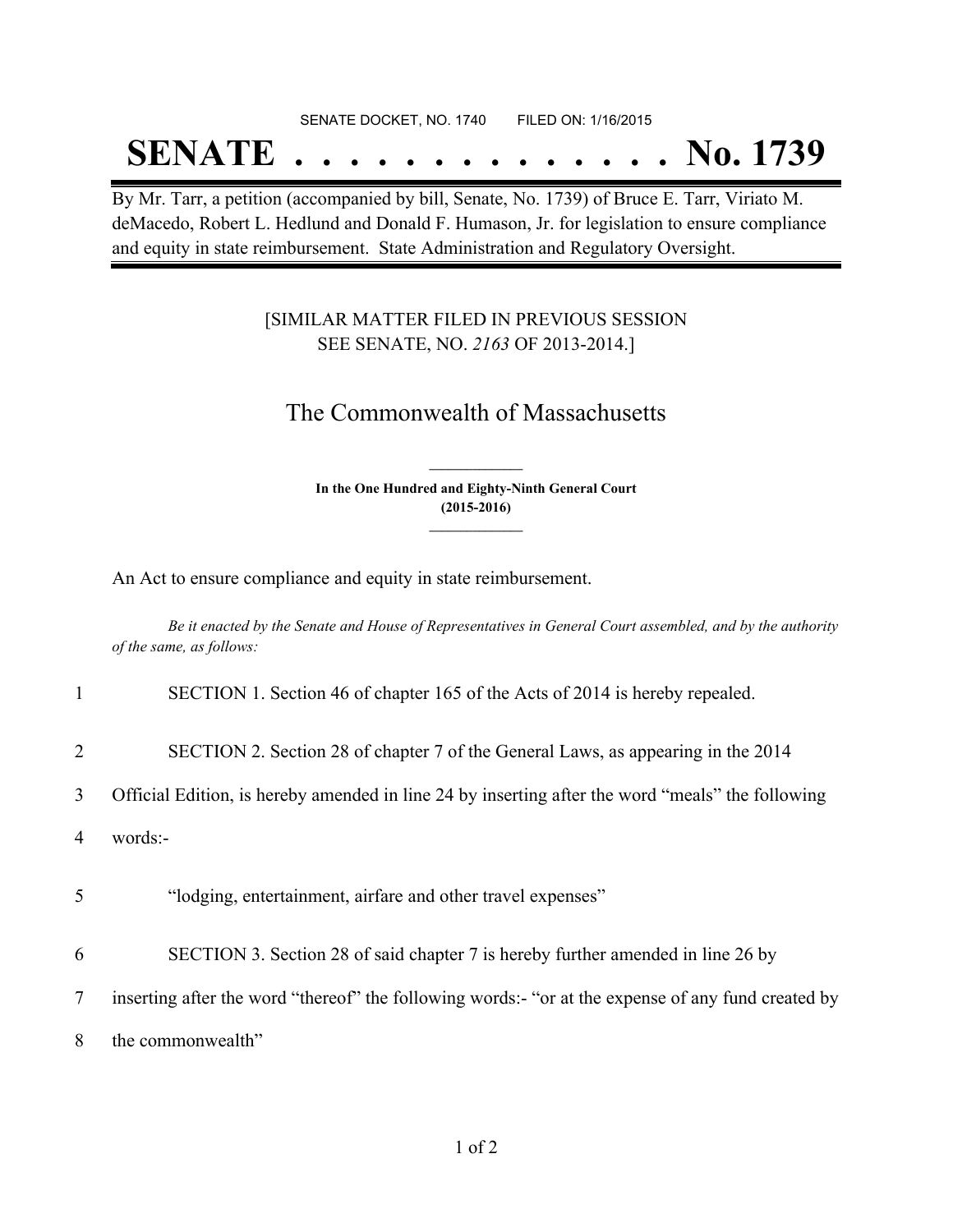SENATE DOCKET, NO. 1740        FILED ON: 1/16/2015

# SENATE . . . . . . . . . . . . . . No. 1739

By Mr. Tarr, a petition (accompanied by bill, Senate, No. 1739) of Bruce E. Tarr, Viriato M. deMacedo, Robert L. Hedlund and Donald F. Humason, Jr. for legislation to ensure compliance and equity in state reimbursement. State Administration and Regulatory Oversight.

[SIMILAR MATTER FILED IN PREVIOUS SESSION
SEE SENATE, NO. *2163* OF 2013-2014.]

## The Commonwealth of Massachusetts

**In the One Hundred and Eighty-Ninth General Court**
**(2015-2016)**

An Act to ensure compliance and equity in state reimbursement.

*Be it enacted by the Senate and House of Representatives in General Court assembled, and by the authority of the same, as follows:*

1 SECTION 1. Section 46 of chapter 165 of the Acts of 2014 is hereby repealed.

2 SECTION 2. Section 28 of chapter 7 of the General Laws, as appearing in the 2014
3 Official Edition, is hereby amended in line 24 by inserting after the word "meals" the following
4 words:-

5 "lodging, entertainment, airfare and other travel expenses"

6 SECTION 3. Section 28 of said chapter 7 is hereby further amended in line 26 by
7 inserting after the word "thereof" the following words:- "or at the expense of any fund created by
8 the commonwealth"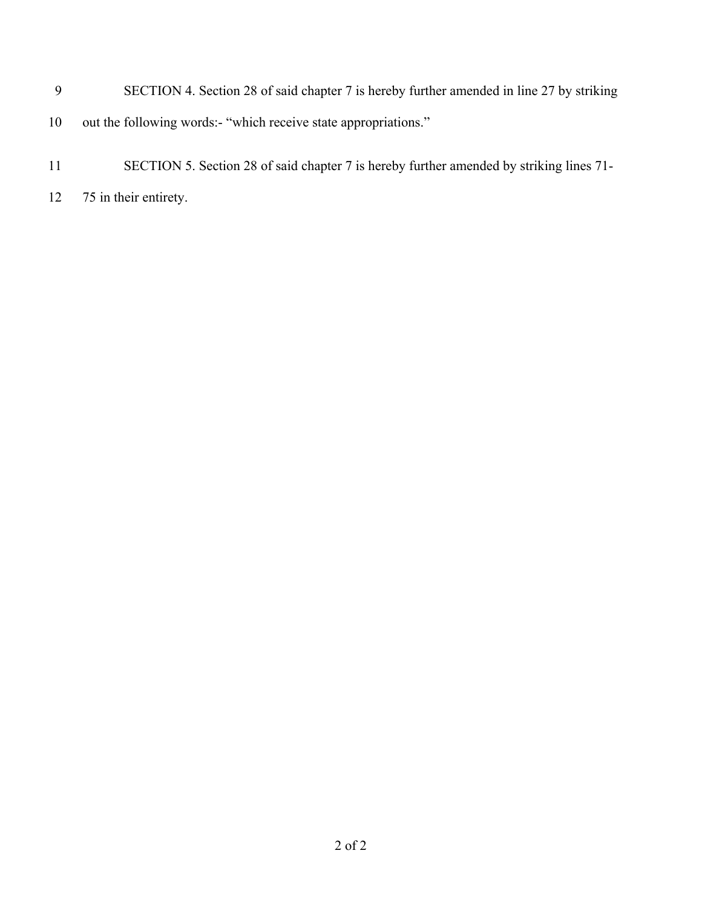SECTION 4. Section 28 of said chapter 7 is hereby further amended in line 27 by striking out the following words:- "which receive state appropriations."

SECTION 5. Section 28 of said chapter 7 is hereby further amended by striking lines 71-75 in their entirety.